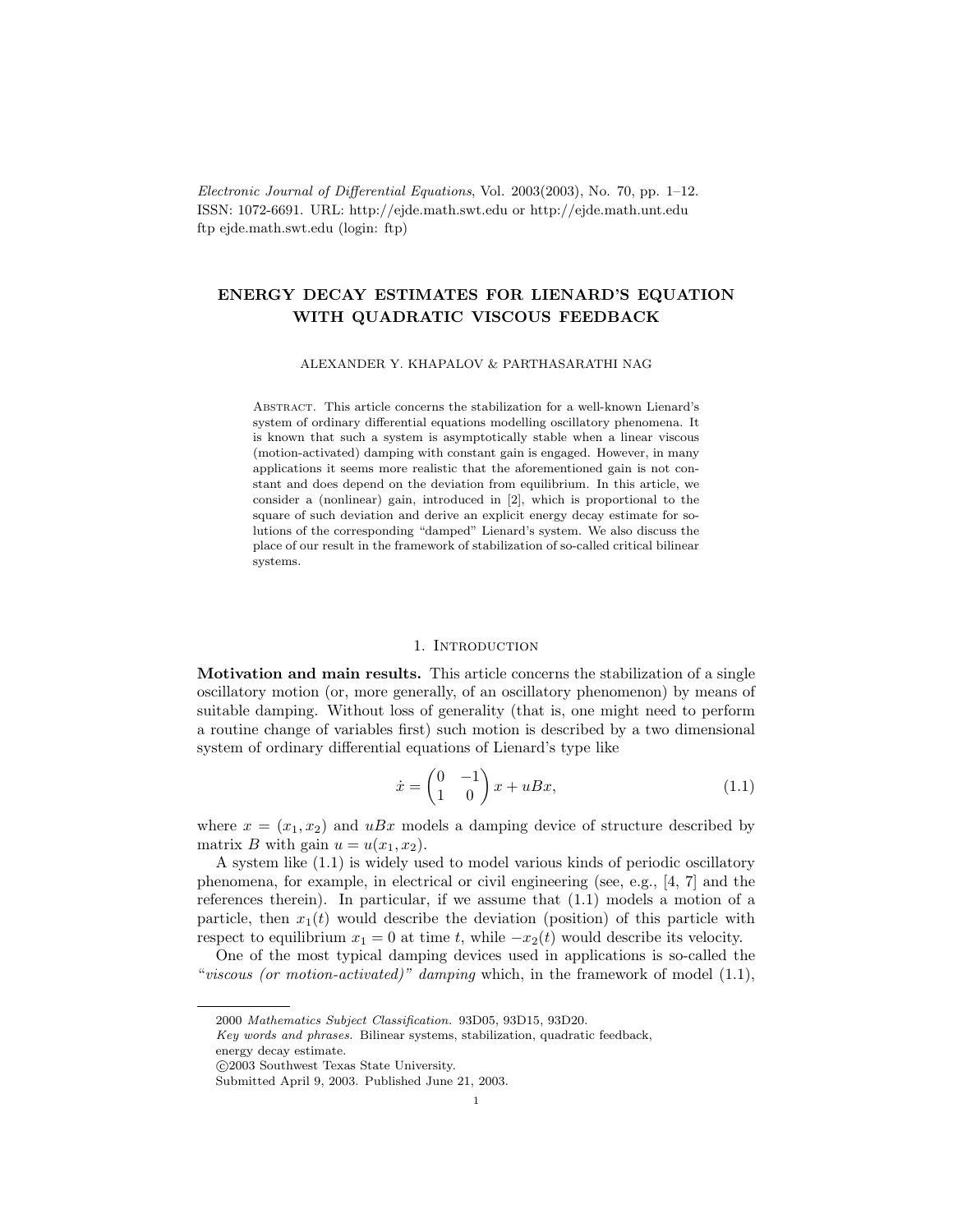# ENERGY DECAY ESTIMATES FOR LIENARD'S EQUATION WITH QUADRATIC VISCOUS FEEDBACK

ALEXANDER Y. KHAPALOV & PARTHASARATHI NAG

Abstract. This article concerns the stabilization for a well-known Lienard's system of ordinary differential equations modelling oscillatory phenomena. It is known that such a system is asymptotically stable when a linear viscous (motion-activated) damping with constant gain is engaged. However, in many applications it seems more realistic that the aforementioned gain is not constant and does depend on the deviation from equilibrium. In this article, we consider a (nonlinear) gain, introduced in [2], which is proportional to the square of such deviation and derive an explicit energy decay estimate for solutions of the corresponding "damped" Lienard's system. We also discuss the place of our result in the framework of stabilization of so-called critical bilinear systems.

## 1. Introduction

**Motivation and main results.** This article concerns the stabilization of a single oscillatory motion (or, more generally, of an oscillatory phenomenon) by means of suitable damping. Without loss of generality (that is, one might need to perform a routine change of variables first) such motion is described by a two dimensional system of ordinary differential equations of Lienard's type like

$$\dot{x} = \begin{pmatrix} 0 & -1 \\ 1 & 0 \end{pmatrix} x + uBx, \tag{1.1}$$

where $x = (x_1, x_2)$ and $uBx$ models a damping device of structure described by matrix $B$ with gain $u = u(x_1, x_2)$.

A system like (1.1) is widely used to model various kinds of periodic oscillatory phenomena, for example, in electrical or civil engineering (see, e.g., [4, 7] and the references therein). In particular, if we assume that (1.1) models a motion of a particle, then $x_1(t)$ would describe the deviation (position) of this particle with respect to equilibrium $x_1 = 0$ at time $t$, while $-x_2(t)$ would describe its velocity.

One of the most typical damping devices used in applications is so-called the "*viscous (or motion-activated)" damping* which, in the framework of model (1.1),

---

2000 *Mathematics Subject Classification.* 93D05, 93D15, 93D20.
*Key words and phrases.* Bilinear systems, stabilization, quadratic feedback, energy decay estimate.
©2003 Southwest Texas State University.
Submitted April 9, 2003. Published June 21, 2003.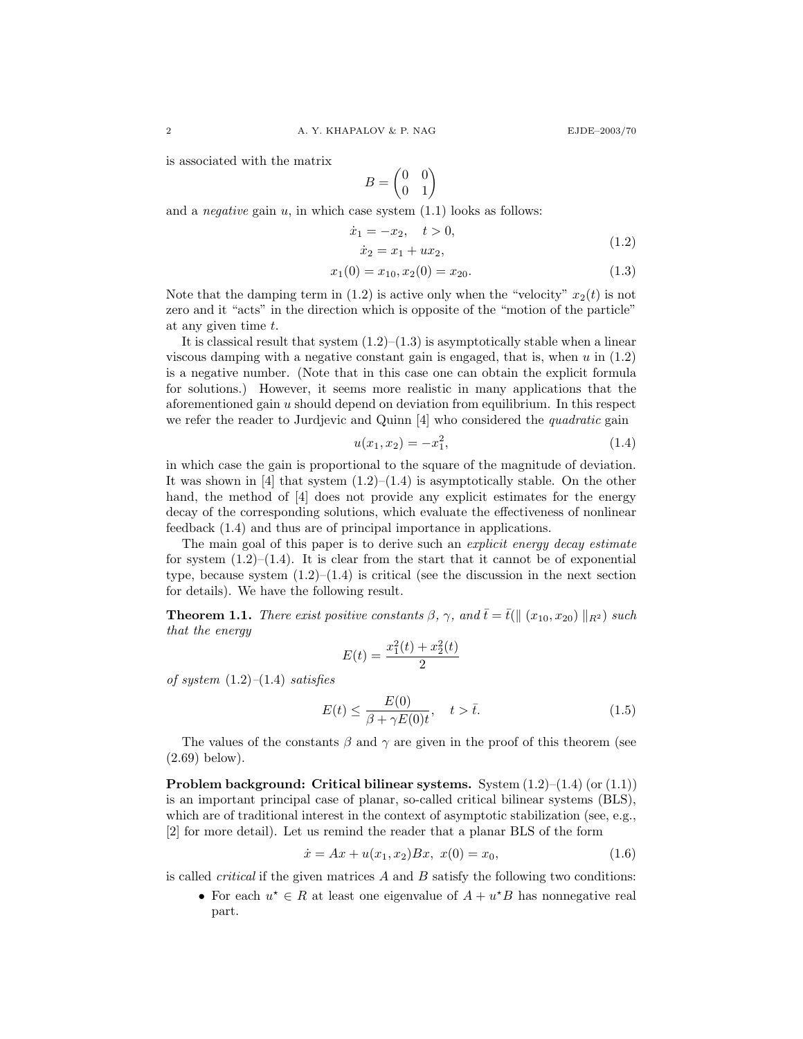is associated with the matrix

$$B = \begin{pmatrix} 0 & 0 \\ 0 & 1 \end{pmatrix}$$

and a *negative* gain $u$, in which case system (1.1) looks as follows:

$$\begin{aligned} \dot{x}_1 &= -x_2, \quad t > 0, \\ \dot{x}_2 &= x_1 + u x_2, \end{aligned} \tag{1.2}$$

$$x_1(0) = x_{10}, x_2(0) = x_{20}. \tag{1.3}$$

Note that the damping term in (1.2) is active only when the "velocity" $x_2(t)$ is not zero and it "acts" in the direction which is opposite of the "motion of the particle" at any given time $t$.

It is classical result that system (1.2)–(1.3) is asymptotically stable when a linear viscous damping with a negative constant gain is engaged, that is, when $u$ in (1.2) is a negative number. (Note that in this case one can obtain the explicit formula for solutions.) However, it seems more realistic in many applications that the aforementioned gain $u$ should depend on deviation from equilibrium. In this respect we refer the reader to Jurdjevic and Quinn [4] who considered the *quadratic* gain

$$u(x_1, x_2) = -x_1^2, \tag{1.4}$$

in which case the gain is proportional to the square of the magnitude of deviation. It was shown in [4] that system (1.2)–(1.4) is asymptotically stable. On the other hand, the method of [4] does not provide any explicit estimates for the energy decay of the corresponding solutions, which evaluate the effectiveness of nonlinear feedback (1.4) and thus are of principal importance in applications.

The main goal of this paper is to derive such an *explicit energy decay estimate* for system (1.2)–(1.4). It is clear from the start that it cannot be of exponential type, because system (1.2)–(1.4) is critical (see the discussion in the next section for details). We have the following result.

**Theorem 1.1.** *There exist positive constants $\beta$, $\gamma$, and $\bar{t} = \bar{t}(\| (x_{10}, x_{20}) \|_{R^2})$ such that the energy*

$$E(t) = \frac{x_1^2(t) + x_2^2(t)}{2}$$

*of system (1.2)–(1.4) satisfies*

$$E(t) \leq \frac{E(0)}{\beta + \gamma E(0) t}, \quad t > \bar{t}. \tag{1.5}$$

The values of the constants $\beta$ and $\gamma$ are given in the proof of this theorem (see (2.69) below).

**Problem background: Critical bilinear systems.** System (1.2)–(1.4) (or (1.1)) is an important principal case of planar, so-called critical bilinear systems (BLS), which are of traditional interest in the context of asymptotic stabilization (see, e.g., [2] for more detail). Let us remind the reader that a planar BLS of the form

$$\dot{x} = Ax + u(x_1, x_2) Bx, \ x(0) = x_0, \tag{1.6}$$

is called *critical* if the given matrices $A$ and $B$ satisfy the following two conditions:

- For each $u^\star \in R$ at least one eigenvalue of $A + u^\star B$ has nonnegative real part.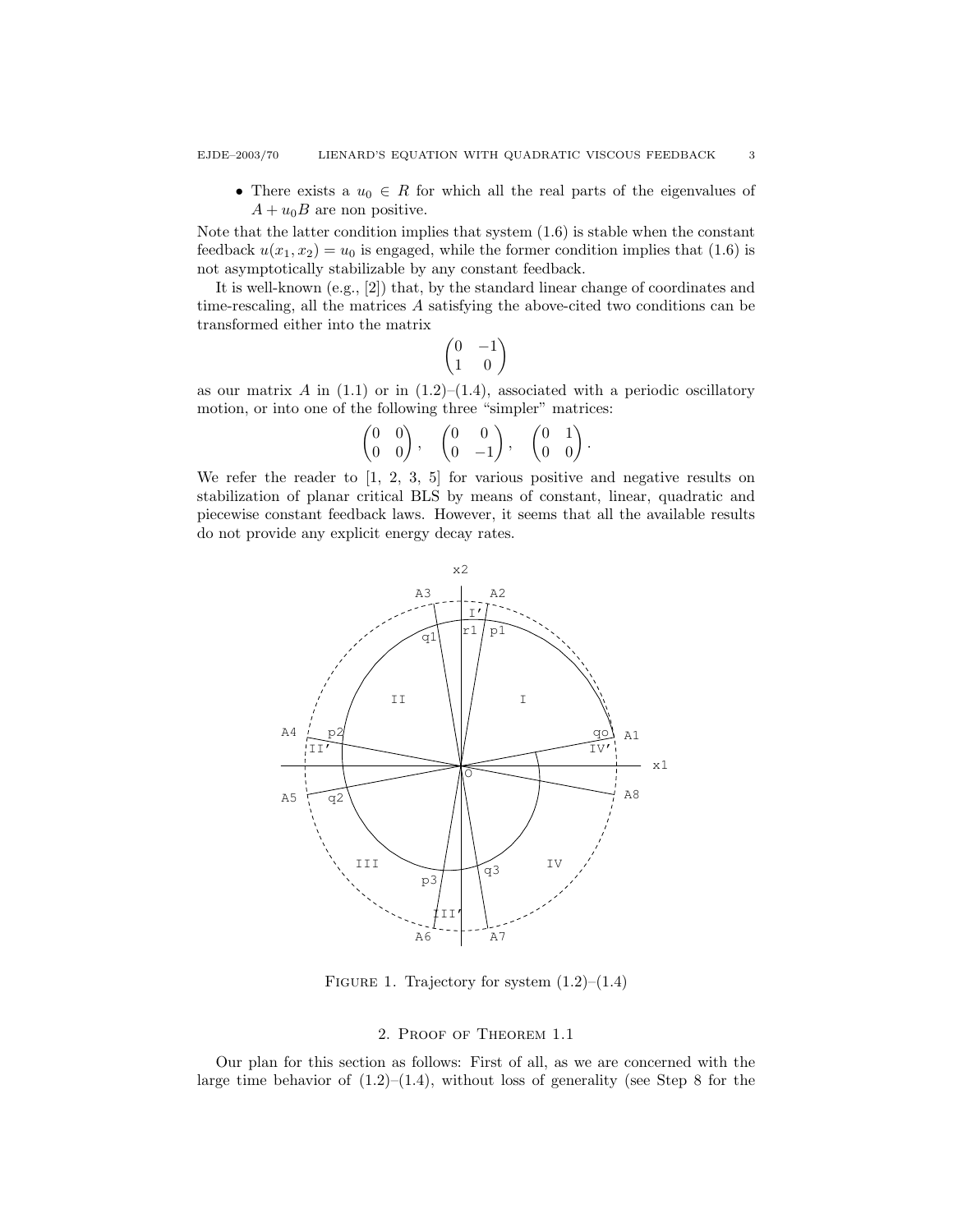- There exists a $u_0 \in R$ for which all the real parts of the eigenvalues of $A + u_0 B$ are non positive.

Note that the latter condition implies that system (1.6) is stable when the constant feedback $u(x_1, x_2) = u_0$ is engaged, while the former condition implies that (1.6) is not asymptotically stabilizable by any constant feedback.

It is well-known (e.g., [2]) that, by the standard linear change of coordinates and time-rescaling, all the matrices $A$ satisfying the above-cited two conditions can be transformed either into the matrix

$$\begin{pmatrix} 0 & -1 \\ 1 & 0 \end{pmatrix}$$

as our matrix $A$ in (1.1) or in (1.2)–(1.4), associated with a periodic oscillatory motion, or into one of the following three "simpler" matrices:

$$\begin{pmatrix} 0 & 0 \\ 0 & 0 \end{pmatrix}, \quad \begin{pmatrix} 0 & 0 \\ 0 & -1 \end{pmatrix}, \quad \begin{pmatrix} 0 & 1 \\ 0 & 0 \end{pmatrix}.$$

We refer the reader to [1, 2, 3, 5] for various positive and negative results on stabilization of planar critical BLS by means of constant, linear, quadratic and piecewise constant feedback laws. However, it seems that all the available results do not provide any explicit energy decay rates.

FIGURE 1. Trajectory for system (1.2)–(1.4)

## 2. Proof of Theorem 1.1

Our plan for this section as follows: First of all, as we are concerned with the large time behavior of (1.2)–(1.4), without loss of generality (see Step 8 for the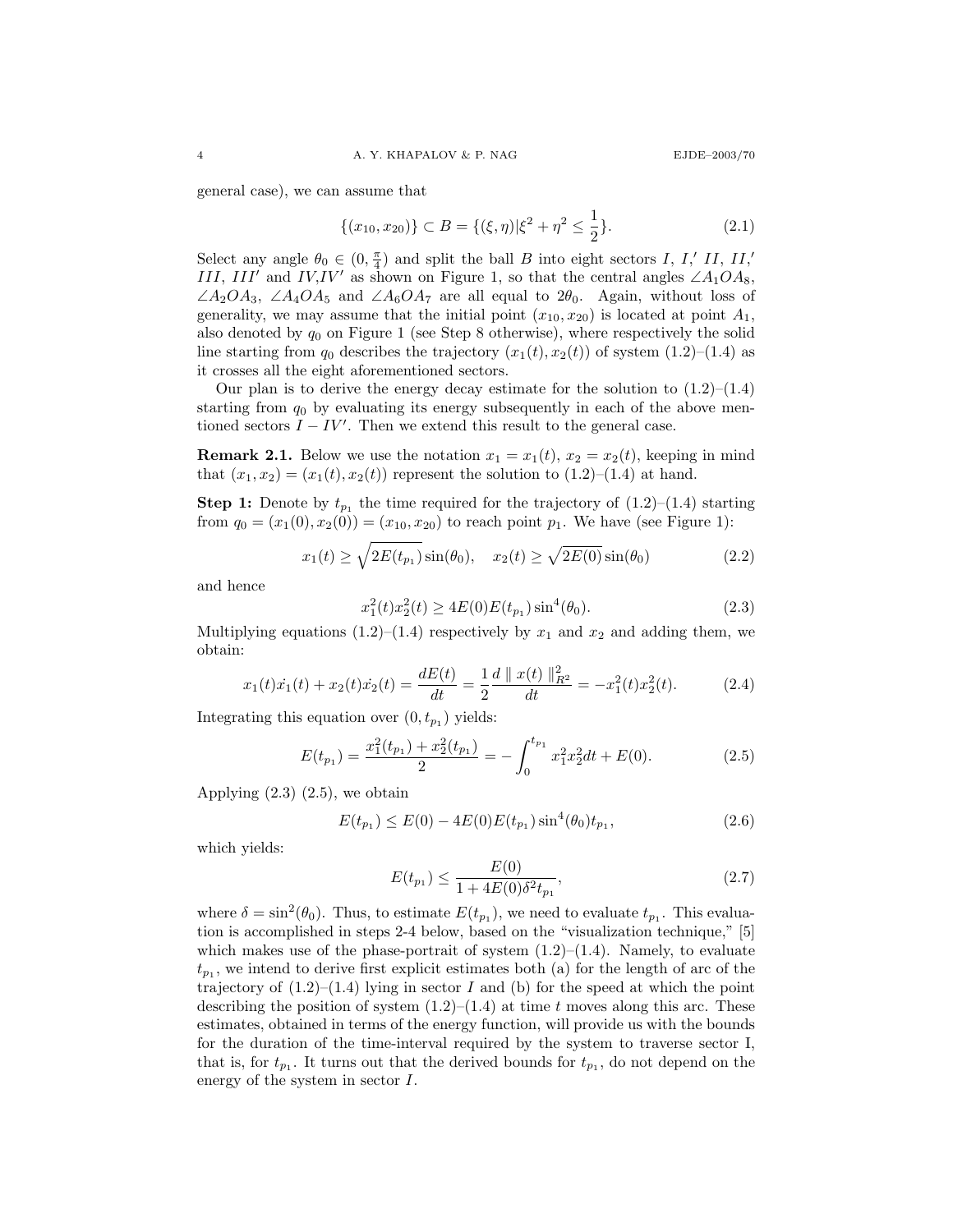general case), we can assume that

$$\{(x_{10}, x_{20})\} \subset B = \{(\xi, \eta) | \xi^2 + \eta^2 \le \frac{1}{2}\}. \tag{2.1}$$

Select any angle $\theta_0 \in (0, \frac{\pi}{4})$ and split the ball $B$ into eight sectors $I$, $I'$, $II$, $II'$, $III$, $III'$ and $IV$, $IV'$ as shown on Figure 1, so that the central angles $\angle A_1OA_8$, $\angle A_2OA_3$, $\angle A_4OA_5$ and $\angle A_6OA_7$ are all equal to $2\theta_0$. Again, without loss of generality, we may assume that the initial point $(x_{10}, x_{20})$ is located at point $A_1$, also denoted by $q_0$ on Figure 1 (see Step 8 otherwise), where respectively the solid line starting from $q_0$ describes the trajectory $(x_1(t), x_2(t))$ of system (1.2)–(1.4) as it crosses all the eight aforementioned sectors.

Our plan is to derive the energy decay estimate for the solution to (1.2)–(1.4) starting from $q_0$ by evaluating its energy subsequently in each of the above mentioned sectors $I - IV'$. Then we extend this result to the general case.

**Remark 2.1.** Below we use the notation $x_1 = x_1(t)$, $x_2 = x_2(t)$, keeping in mind that $(x_1, x_2) = (x_1(t), x_2(t))$ represent the solution to (1.2)–(1.4) at hand.

**Step 1:** Denote by $t_{p_1}$ the time required for the trajectory of (1.2)–(1.4) starting from $q_0 = (x_1(0), x_2(0)) = (x_{10}, x_{20})$ to reach point $p_1$. We have (see Figure 1):

$$x_1(t) \ge \sqrt{2E(t_{p_1})}\sin(\theta_0), \quad x_2(t) \ge \sqrt{2E(0)}\sin(\theta_0) \tag{2.2}$$

and hence

$$x_1^2(t)x_2^2(t) \ge 4E(0)E(t_{p_1})\sin^4(\theta_0). \tag{2.3}$$

Multiplying equations (1.2)–(1.4) respectively by $x_1$ and $x_2$ and adding them, we obtain:

$$x_1(t)\dot{x_1}(t) + x_2(t)\dot{x_2}(t) = \frac{dE(t)}{dt} = \frac{1}{2}\frac{d \parallel x(t) \parallel_{R^2}^2}{dt} = -x_1^2(t)x_2^2(t). \tag{2.4}$$

Integrating this equation over $(0, t_{p_1})$ yields:

$$E(t_{p_1}) = \frac{x_1^2(t_{p_1}) + x_2^2(t_{p_1})}{2} = -\int_0^{t_{p_1}} x_1^2x_2^2 dt + E(0). \tag{2.5}$$

Applying (2.3) (2.5), we obtain

$$E(t_{p_1}) \le E(0) - 4E(0)E(t_{p_1})\sin^4(\theta_0)t_{p_1}, \tag{2.6}$$

which yields:

$$E(t_{p_1}) \le \frac{E(0)}{1 + 4E(0)\delta^2 t_{p_1}}, \tag{2.7}$$

where $\delta = \sin^2(\theta_0)$. Thus, to estimate $E(t_{p_1})$, we need to evaluate $t_{p_1}$. This evaluation is accomplished in steps 2-4 below, based on the "visualization technique," [5] which makes use of the phase-portrait of system (1.2)–(1.4). Namely, to evaluate $t_{p_1}$, we intend to derive first explicit estimates both (a) for the length of arc of the trajectory of (1.2)–(1.4) lying in sector $I$ and (b) for the speed at which the point describing the position of system (1.2)–(1.4) at time $t$ moves along this arc. These estimates, obtained in terms of the energy function, will provide us with the bounds for the duration of the time-interval required by the system to traverse sector I, that is, for $t_{p_1}$. It turns out that the derived bounds for $t_{p_1}$, do not depend on the energy of the system in sector $I$.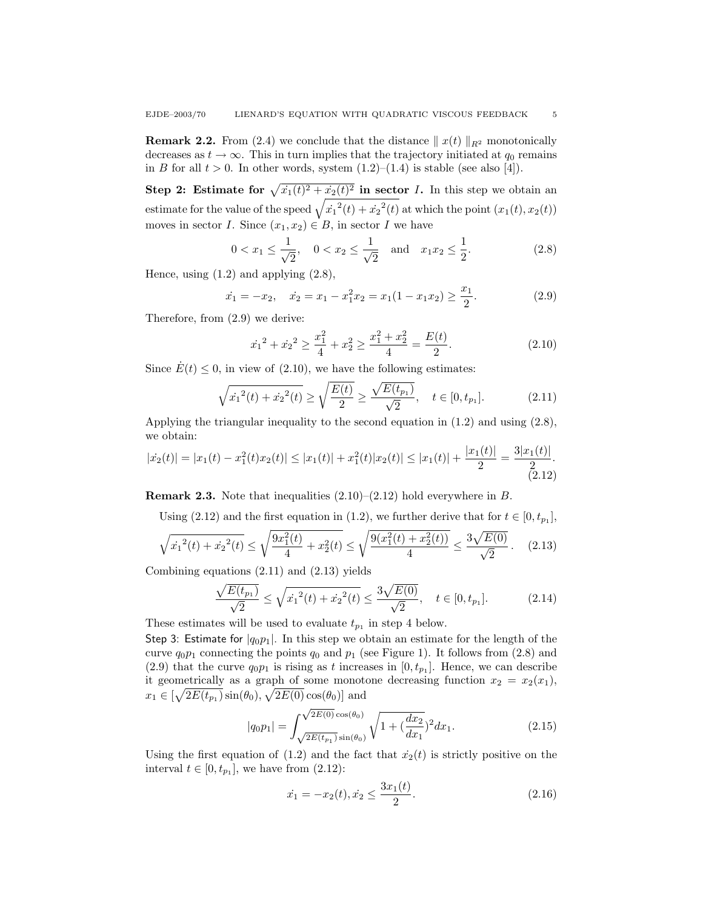**Remark 2.2.** From (2.4) we conclude that the distance $\| x(t) \|_{R^2}$ monotonically decreases as $t \to \infty$. This in turn implies that the trajectory initiated at $q_0$ remains in $B$ for all $t > 0$. In other words, system (1.2)–(1.4) is stable (see also [4]).

**Step 2: Estimate for $\sqrt{\dot{x_1}(t)^2 + \dot{x_2}(t)^2}$ in sector $I$.** In this step we obtain an estimate for the value of the speed $\sqrt{\dot{x_1}^2(t) + \dot{x_2}^2(t)}$ at which the point $(x_1(t), x_2(t))$ moves in sector $I$. Since $(x_1, x_2) \in B$, in sector $I$ we have

$$0 < x_1 \le \frac{1}{\sqrt{2}}, \quad 0 < x_2 \le \frac{1}{\sqrt{2}} \quad \text{and} \quad x_1 x_2 \le \frac{1}{2}. \tag{2.8}$$

Hence, using (1.2) and applying (2.8),

$$\dot{x_1} = -x_2, \quad \dot{x_2} = x_1 - x_1^2 x_2 = x_1(1 - x_1 x_2) \ge \frac{x_1}{2}. \tag{2.9}$$

Therefore, from (2.9) we derive:

$$\dot{x_1}^2 + \dot{x_2}^2 \ge \frac{x_1^2}{4} + x_2^2 \ge \frac{x_1^2 + x_2^2}{4} = \frac{E(t)}{2}. \tag{2.10}$$

Since $\dot{E}(t) \le 0$, in view of (2.10), we have the following estimates:

$$\sqrt{\dot{x_1}^2(t) + \dot{x_2}^2(t)} \ge \sqrt{\frac{E(t)}{2}} \ge \frac{\sqrt{E(t_{p_1})}}{\sqrt{2}}, \quad t \in [0, t_{p_1}]. \tag{2.11}$$

Applying the triangular inequality to the second equation in (1.2) and using (2.8), we obtain:

$$|\dot{x_2}(t)| = |x_1(t) - x_1^2(t) x_2(t)| \le |x_1(t)| + x_1^2(t)|x_2(t)| \le |x_1(t)| + \frac{|x_1(t)|}{2} = \frac{3|x_1(t)|}{2}. \tag{2.12}$$

**Remark 2.3.** Note that inequalities (2.10)–(2.12) hold everywhere in $B$.

Using (2.12) and the first equation in (1.2), we further derive that for $t \in [0, t_{p_1}]$,

$$\sqrt{\dot{x_1}^2(t) + \dot{x_2}^2(t)} \le \sqrt{\frac{9x_1^2(t)}{4} + x_2^2(t)} \le \sqrt{\frac{9(x_1^2(t) + x_2^2(t))}{4}} \le \frac{3\sqrt{E(0)}}{\sqrt{2}}. \tag{2.13}$$

Combining equations (2.11) and (2.13) yields

$$\frac{\sqrt{E(t_{p_1})}}{\sqrt{2}} \le \sqrt{\dot{x_1}^2(t) + \dot{x_2}^2(t)} \le \frac{3\sqrt{E(0)}}{\sqrt{2}}, \quad t \in [0, t_{p_1}]. \tag{2.14}$$

These estimates will be used to evaluate $t_{p_1}$ in step 4 below.

Step 3: Estimate for $|q_0 p_1|$. In this step we obtain an estimate for the length of the curve $q_0 p_1$ connecting the points $q_0$ and $p_1$ (see Figure 1). It follows from (2.8) and (2.9) that the curve $q_0 p_1$ is rising as $t$ increases in $[0, t_{p_1}]$. Hence, we can describe it geometrically as a graph of some monotone decreasing function $x_2 = x_2(x_1)$, $x_1 \in [\sqrt{2E(t_{p_1})} \sin(\theta_0), \sqrt{2E(0)} \cos(\theta_0)]$ and

$$|q_0 p_1| = \int_{\sqrt{2E(t_{p_1})} \sin(\theta_0)}^{\sqrt{2E(0)} \cos(\theta_0)} \sqrt{1 + (\frac{dx_2}{dx_1})^2} dx_1. \tag{2.15}$$

Using the first equation of (1.2) and the fact that $\dot{x_2}(t)$ is strictly positive on the interval $t \in [0, t_{p_1}]$, we have from (2.12):

$$\dot{x_1} = -x_2(t), \dot{x_2} \le \frac{3x_1(t)}{2}. \tag{2.16}$$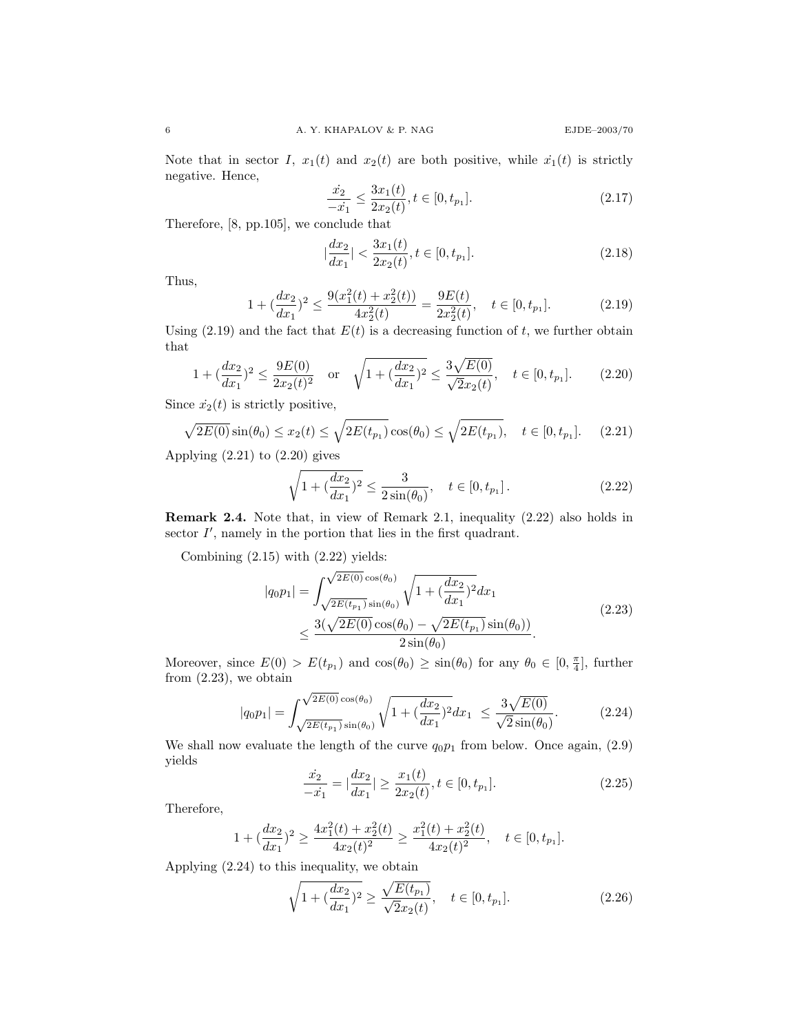Note that in sector $I$, $x_1(t)$ and $x_2(t)$ are both positive, while $\dot{x_1}(t)$ is strictly negative. Hence,

$$\frac{\dot{x_2}}{-\dot{x_1}} \leq \frac{3x_1(t)}{2x_2(t)}, t \in [0, t_{p_1}]. \tag{2.17}$$

Therefore, [8, pp.105], we conclude that

$$|\frac{dx_2}{dx_1}| < \frac{3x_1(t)}{2x_2(t)}, t \in [0, t_{p_1}]. \tag{2.18}$$

Thus,

$$1 + (\frac{dx_2}{dx_1})^2 \leq \frac{9(x_1^2(t) + x_2^2(t))}{4x_2^2(t)} = \frac{9E(t)}{2x_2^2(t)}, \quad t \in [0, t_{p_1}]. \tag{2.19}$$

Using (2.19) and the fact that $E(t)$ is a decreasing function of $t$, we further obtain that

$$1 + (\frac{dx_2}{dx_1})^2 \leq \frac{9E(0)}{2x_2(t)^2} \quad \text{or} \quad \sqrt{1 + (\frac{dx_2}{dx_1})^2} \leq \frac{3\sqrt{E(0)}}{\sqrt{2}x_2(t)}, \quad t \in [0, t_{p_1}]. \tag{2.20}$$

Since $\dot{x_2}(t)$ is strictly positive,

$$\sqrt{2E(0)}\sin(\theta_0) \leq x_2(t) \leq \sqrt{2E(t_{p_1})}\cos(\theta_0) \leq \sqrt{2E(t_{p_1})}, \quad t \in [0, t_{p_1}]. \tag{2.21}$$

Applying (2.21) to (2.20) gives

$$\sqrt{1 + (\frac{dx_2}{dx_1})^2} \leq \frac{3}{2\sin(\theta_0)}, \quad t \in [0, t_{p_1}]. \tag{2.22}$$

**Remark 2.4.** Note that, in view of Remark 2.1, inequality (2.22) also holds in sector $I'$, namely in the portion that lies in the first quadrant.

Combining (2.15) with (2.22) yields:

$$\begin{aligned} |q_0p_1| &= \int_{\sqrt{2E(t_{p_1})}\sin(\theta_0)}^{\sqrt{2E(0)}\cos(\theta_0)} \sqrt{1 + (\frac{dx_2}{dx_1})^2} dx_1 \\ &\leq \frac{3(\sqrt{2E(0)}\cos(\theta_0) - \sqrt{2E(t_{p_1})}\sin(\theta_0))}{2\sin(\theta_0)}. \end{aligned} \tag{2.23}$$

Moreover, since $E(0) > E(t_{p_1})$ and $\cos(\theta_0) \geq \sin(\theta_0)$ for any $\theta_0 \in [0, \frac{\pi}{4}]$, further from (2.23), we obtain

$$|q_0p_1| = \int_{\sqrt{2E(t_{p_1})}\sin(\theta_0)}^{\sqrt{2E(0)}\cos(\theta_0)} \sqrt{1 + (\frac{dx_2}{dx_1})^2} dx_1 \ \leq \frac{3\sqrt{E(0)}}{\sqrt{2}\sin(\theta_0)}. \tag{2.24}$$

We shall now evaluate the length of the curve $q_0p_1$ from below. Once again, (2.9) yields

$$\frac{\dot{x_2}}{-\dot{x_1}} = |\frac{dx_2}{dx_1}| \geq \frac{x_1(t)}{2x_2(t)}, t \in [0, t_{p_1}]. \tag{2.25}$$

Therefore,

$$1 + (\frac{dx_2}{dx_1})^2 \geq \frac{4x_1^2(t) + x_2^2(t)}{4x_2(t)^2} \geq \frac{x_1^2(t) + x_2^2(t)}{4x_2(t)^2}, \quad t \in [0, t_{p_1}].$$

Applying (2.24) to this inequality, we obtain

$$\sqrt{1 + (\frac{dx_2}{dx_1})^2} \geq \frac{\sqrt{E(t_{p_1})}}{\sqrt{2}x_2(t)}, \quad t \in [0, t_{p_1}]. \tag{2.26}$$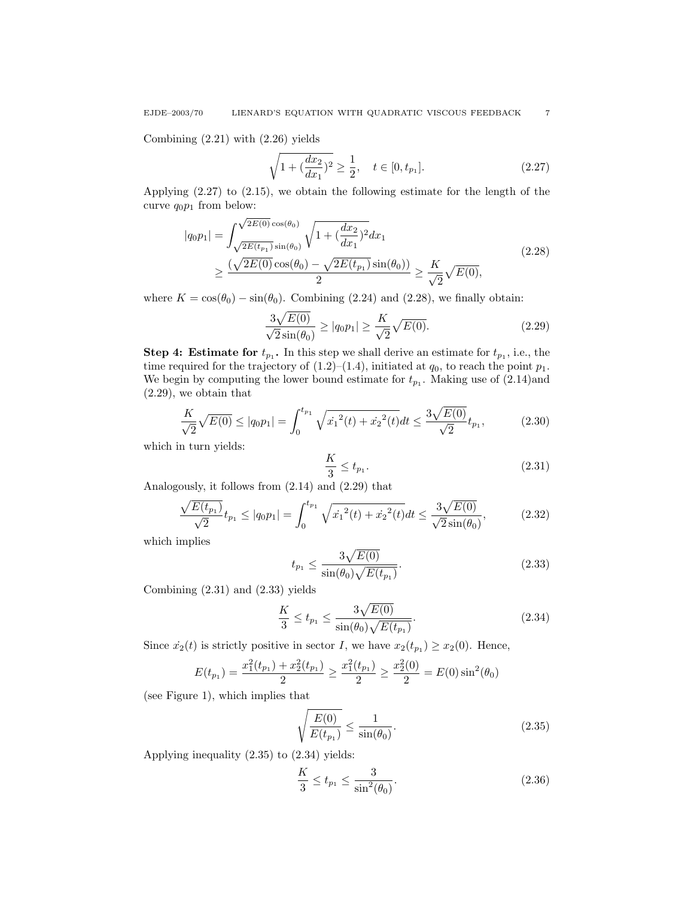Combining (2.21) with (2.26) yields

$$\sqrt{1+(\frac{dx_2}{dx_1})^2} \geq \frac{1}{2}, \quad t \in [0, t_{p_1}]. \tag{2.27}$$

Applying (2.27) to (2.15), we obtain the following estimate for the length of the curve $q_0p_1$ from below:

$$\begin{aligned}
|q_0p_1| &= \int_{\sqrt{2E(t_{p_1})}\sin(\theta_0)}^{\sqrt{2E(0)}\cos(\theta_0)} \sqrt{1+(\frac{dx_2}{dx_1})^2}dx_1 \\
&\geq \frac{(\sqrt{2E(0)}\cos(\theta_0) - \sqrt{2E(t_{p_1})}\sin(\theta_0))}{2} \geq \frac{K}{\sqrt{2}}\sqrt{E(0)},
\end{aligned} \tag{2.28}$$

where $K = \cos(\theta_0) - \sin(\theta_0)$. Combining (2.24) and (2.28), we finally obtain:

$$\frac{3\sqrt{E(0)}}{\sqrt{2}\sin(\theta_0)} \geq |q_0p_1| \geq \frac{K}{\sqrt{2}}\sqrt{E(0)}. \tag{2.29}$$

**Step 4: Estimate for $t_{p_1}$.** In this step we shall derive an estimate for $t_{p_1}$, i.e., the time required for the trajectory of (1.2)–(1.4), initiated at $q_0$, to reach the point $p_1$. We begin by computing the lower bound estimate for $t_{p_1}$. Making use of (2.14)and (2.29), we obtain that

$$\frac{K}{\sqrt{2}}\sqrt{E(0)} \leq |q_0p_1| = \int_0^{t_{p_1}} \sqrt{\dot{x_1}^2(t) + \dot{x_2}^2(t)}dt \leq \frac{3\sqrt{E(0)}}{\sqrt{2}}t_{p_1}, \tag{2.30}$$

which in turn yields:

$$\frac{K}{3} \leq t_{p_1}. \tag{2.31}$$

Analogously, it follows from (2.14) and (2.29) that

$$\frac{\sqrt{E(t_{p_1})}}{\sqrt{2}}t_{p_1} \leq |q_0p_1| = \int_0^{t_{p_1}} \sqrt{\dot{x_1}^2(t) + \dot{x_2}^2(t)}dt \leq \frac{3\sqrt{E(0)}}{\sqrt{2}\sin(\theta_0)}, \tag{2.32}$$

which implies

$$t_{p_1} \leq \frac{3\sqrt{E(0)}}{\sin(\theta_0)\sqrt{E(t_{p_1})}}. \tag{2.33}$$

Combining (2.31) and (2.33) yields

$$\frac{K}{3} \leq t_{p_1} \leq \frac{3\sqrt{E(0)}}{\sin(\theta_0)\sqrt{E(t_{p_1})}}. \tag{2.34}$$

Since $\dot{x_2}(t)$ is strictly positive in sector $I$, we have $x_2(t_{p_1}) \geq x_2(0)$. Hence,

$$E(t_{p_1}) = \frac{x_1^2(t_{p_1}) + x_2^2(t_{p_1})}{2} \geq \frac{x_1^2(t_{p_1})}{2} \geq \frac{x_2^2(0)}{2} = E(0)\sin^2(\theta_0)$$

(see Figure 1), which implies that

$$\sqrt{\frac{E(0)}{E(t_{p_1})}} \leq \frac{1}{\sin(\theta_0)}. \tag{2.35}$$

Applying inequality (2.35) to (2.34) yields:

$$\frac{K}{3} \leq t_{p_1} \leq \frac{3}{\sin^2(\theta_0)}. \tag{2.36}$$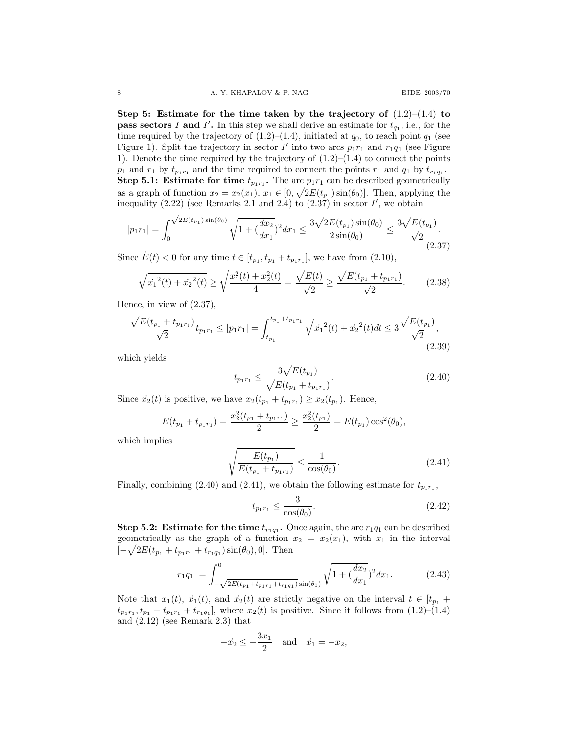**Step 5: Estimate for the time taken by the trajectory of** (1.2)–(1.4) **to pass sectors** $I$ **and** $I'$**.** In this step we shall derive an estimate for $t_{q_1}$, i.e., for the time required by the trajectory of (1.2)–(1.4), initiated at $q_0$, to reach point $q_1$ (see Figure 1). Split the trajectory in sector $I'$ into two arcs $p_1r_1$ and $r_1q_1$ (see Figure 1). Denote the time required by the trajectory of (1.2)–(1.4) to connect the points $p_1$ and $r_1$ by $t_{p_1r_1}$ and the time required to connect the points $r_1$ and $q_1$ by $t_{r_1q_1}$.

**Step 5.1: Estimate for time** $t_{p_1r_1}$**.** The arc $p_1r_1$ can be described geometrically as a graph of function $x_2 = x_2(x_1)$, $x_1 \in [0, \sqrt{2E(t_{p_1})}\sin(\theta_0)]$. Then, applying the inequality (2.22) (see Remarks 2.1 and 2.4) to (2.37) in sector $I'$, we obtain

$$|p_1r_1| = \int_0^{\sqrt{2E(t_{p_1})}\sin(\theta_0)} \sqrt{1 + (\frac{dx_2}{dx_1})^2}dx_1 \leq \frac{3\sqrt{2E(t_{p_1})}\sin(\theta_0)}{2\sin(\theta_0)} \leq \frac{3\sqrt{E(t_{p_1})}}{\sqrt{2}}. \tag{2.37}$$

Since $\dot{E}(t) < 0$ for any time $t \in [t_{p_1}, t_{p_1} + t_{p_1r_1}]$, we have from (2.10),

$$\sqrt{\dot{x_1}^2(t) + \dot{x_2}^2(t)} \geq \sqrt{\frac{x_1^2(t) + x_2^2(t)}{4}} = \frac{\sqrt{E(t)}}{\sqrt{2}} \geq \frac{\sqrt{E(t_{p_1} + t_{p_1r_1})}}{\sqrt{2}}. \tag{2.38}$$

Hence, in view of (2.37),

$$\frac{\sqrt{E(t_{p_1} + t_{p_1r_1})}}{\sqrt{2}} t_{p_1r_1} \leq |p_1r_1| = \int_{t_{p_1}}^{t_{p_1}+t_{p_1r_1}} \sqrt{\dot{x_1}^2(t) + \dot{x_2}^2(t)}dt \leq 3\frac{\sqrt{E(t_{p_1})}}{\sqrt{2}}, \tag{2.39}$$

which yields

$$t_{p_1r_1} \leq \frac{3\sqrt{E(t_{p_1})}}{\sqrt{E(t_{p_1} + t_{p_1r_1})}}. \tag{2.40}$$

Since $\dot{x_2}(t)$ is positive, we have $x_2(t_{p_1} + t_{p_1r_1}) \geq x_2(t_{p_1})$. Hence,

$$E(t_{p_1} + t_{p_1r_1}) = \frac{x_2^2(t_{p_1} + t_{p_1r_1})}{2} \geq \frac{x_2^2(t_{p_1})}{2} = E(t_{p_1})\cos^2(\theta_0),$$

which implies

$$\sqrt{\frac{E(t_{p_1})}{E(t_{p_1} + t_{p_1r_1})}} \leq \frac{1}{\cos(\theta_0)}. \tag{2.41}$$

Finally, combining (2.40) and (2.41), we obtain the following estimate for $t_{p_1r_1}$,

$$t_{p_1r_1} \leq \frac{3}{\cos(\theta_0)}. \tag{2.42}$$

**Step 5.2: Estimate for the time** $t_{r_1q_1}$**.** Once again, the arc $r_1q_1$ can be described geometrically as the graph of a function $x_2 = x_2(x_1)$, with $x_1$ in the interval $[-\sqrt{2E(t_{p_1} + t_{p_1r_1} + t_{r_1q_1})}\sin(\theta_0), 0]$. Then

$$|r_1q_1| = \int_{-\sqrt{2E(t_{p_1}+t_{p_1r_1}+t_{r_1q_1})}\sin(\theta_0)}^{0} \sqrt{1 + (\frac{dx_2}{dx_1})^2}dx_1. \tag{2.43}$$

Note that $x_1(t)$, $\dot{x_1}(t)$, and $\dot{x_2}(t)$ are strictly negative on the interval $t \in [t_{p_1} + t_{p_1r_1}, t_{p_1} + t_{p_1r_1} + t_{r_1q_1}]$, where $x_2(t)$ is positive. Since it follows from (1.2)–(1.4) and (2.12) (see Remark 2.3) that

$$-\dot{x_2} \leq -\frac{3x_1}{2} \quad \text{and} \quad \dot{x_1} = -x_2,$$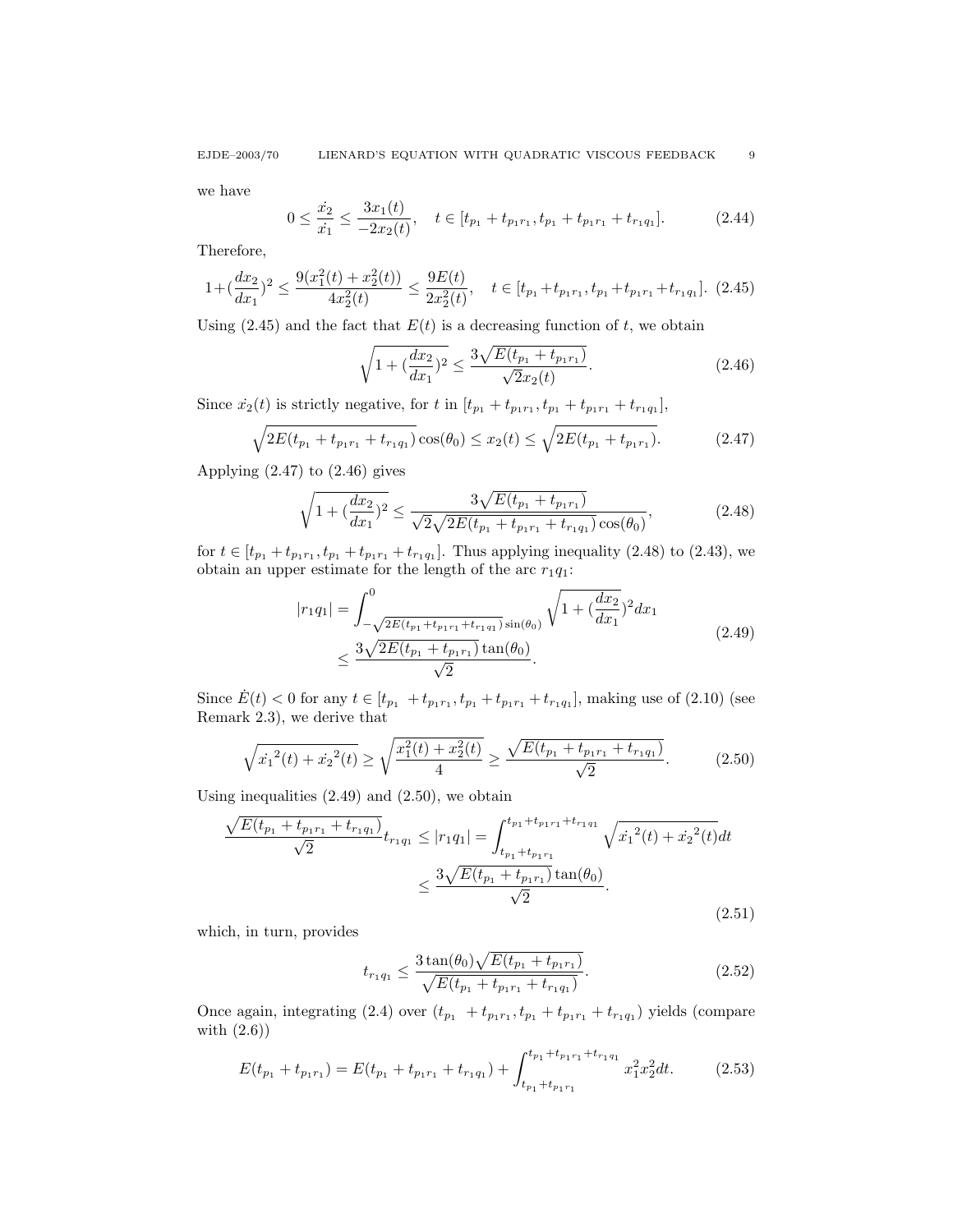we have

$$0 \leq \frac{\dot{x_2}}{\dot{x_1}} \leq \frac{3x_1(t)}{-2x_2(t)}, \quad t \in [t_{p_1} + t_{p_1 r_1}, t_{p_1} + t_{p_1 r_1} + t_{r_1 q_1}]. \tag{2.44}$$

Therefore,

$$1+(\frac{dx_2}{dx_1})^2 \leq \frac{9(x_1^2(t) + x_2^2(t))}{4x_2^2(t)} \leq \frac{9E(t)}{2x_2^2(t)}, \quad t \in [t_{p_1}+t_{p_1 r_1}, t_{p_1}+t_{p_1 r_1}+t_{r_1 q_1}]. \tag{2.45}$$

Using (2.45) and the fact that $E(t)$ is a decreasing function of $t$, we obtain

$$\sqrt{1+(\frac{dx_2}{dx_1})^2} \leq \frac{3\sqrt{E(t_{p_1}+t_{p_1 r_1})}}{\sqrt{2}x_2(t)}. \tag{2.46}$$

Since $\dot{x_2}(t)$ is strictly negative, for $t$ in $[t_{p_1} + t_{p_1 r_1}, t_{p_1} + t_{p_1 r_1} + t_{r_1 q_1}]$,

$$\sqrt{2E(t_{p_1}+t_{p_1 r_1}+t_{r_1 q_1})}\cos(\theta_0) \leq x_2(t) \leq \sqrt{2E(t_{p_1}+t_{p_1 r_1})}. \tag{2.47}$$

Applying (2.47) to (2.46) gives

$$\sqrt{1+(\frac{dx_2}{dx_1})^2} \leq \frac{3\sqrt{E(t_{p_1}+t_{p_1 r_1})}}{\sqrt{2}\sqrt{2E(t_{p_1}+t_{p_1 r_1}+t_{r_1 q_1})}\cos(\theta_0)}, \tag{2.48}$$

for $t \in [t_{p_1}+t_{p_1 r_1}, t_{p_1}+t_{p_1 r_1}+t_{r_1 q_1}]$. Thus applying inequality (2.48) to (2.43), we obtain an upper estimate for the length of the arc $r_1 q_1$:

$$\begin{aligned} |r_1 q_1| &= \int_{-\sqrt{2E(t_{p_1}+t_{p_1 r_1}+t_{r_1 q_1})}\sin(\theta_0)}^{0} \sqrt{1+(\frac{dx_2}{dx_1})^2}dx_1 \\ &\leq \frac{3\sqrt{2E(t_{p_1}+t_{p_1 r_1})}\tan(\theta_0)}{\sqrt{2}}. \end{aligned} \tag{2.49}$$

Since $\dot{E}(t) < 0$ for any $t \in [t_{p_1} + t_{p_1 r_1}, t_{p_1} + t_{p_1 r_1} + t_{r_1 q_1}]$, making use of (2.10) (see Remark 2.3), we derive that

$$\sqrt{\dot{x_1}^2(t)+\dot{x_2}^2(t)} \geq \sqrt{\frac{x_1^2(t)+x_2^2(t)}{4}} \geq \frac{\sqrt{E(t_{p_1}+t_{p_1 r_1}+t_{r_1 q_1})}}{\sqrt{2}}. \tag{2.50}$$

Using inequalities (2.49) and (2.50), we obtain

$$\begin{aligned} \frac{\sqrt{E(t_{p_1}+t_{p_1 r_1}+t_{r_1 q_1})}}{\sqrt{2}} t_{r_1 q_1} &\leq |r_1 q_1| = \int_{t_{p_1}+t_{p_1 r_1}}^{t_{p_1}+t_{p_1 r_1}+t_{r_1 q_1}} \sqrt{\dot{x_1}^2(t)+\dot{x_2}^2(t)}dt \\ &\leq \frac{3\sqrt{E(t_{p_1}+t_{p_1 r_1})}\tan(\theta_0)}{\sqrt{2}}. \end{aligned} \tag{2.51}$$

which, in turn, provides

$$t_{r_1 q_1} \leq \frac{3\tan(\theta_0)\sqrt{E(t_{p_1}+t_{p_1 r_1})}}{\sqrt{E(t_{p_1}+t_{p_1 r_1}+t_{r_1 q_1})}}. \tag{2.52}$$

Once again, integrating (2.4) over $(t_{p_1} + t_{p_1 r_1}, t_{p_1} + t_{p_1 r_1} + t_{r_1 q_1})$ yields (compare with (2.6))

$$E(t_{p_1}+t_{p_1 r_1}) = E(t_{p_1}+t_{p_1 r_1}+t_{r_1 q_1}) + \int_{t_{p_1}+t_{p_1 r_1}}^{t_{p_1}+t_{p_1 r_1}+t_{r_1 q_1}} x_1^2 x_2^2 dt. \tag{2.53}$$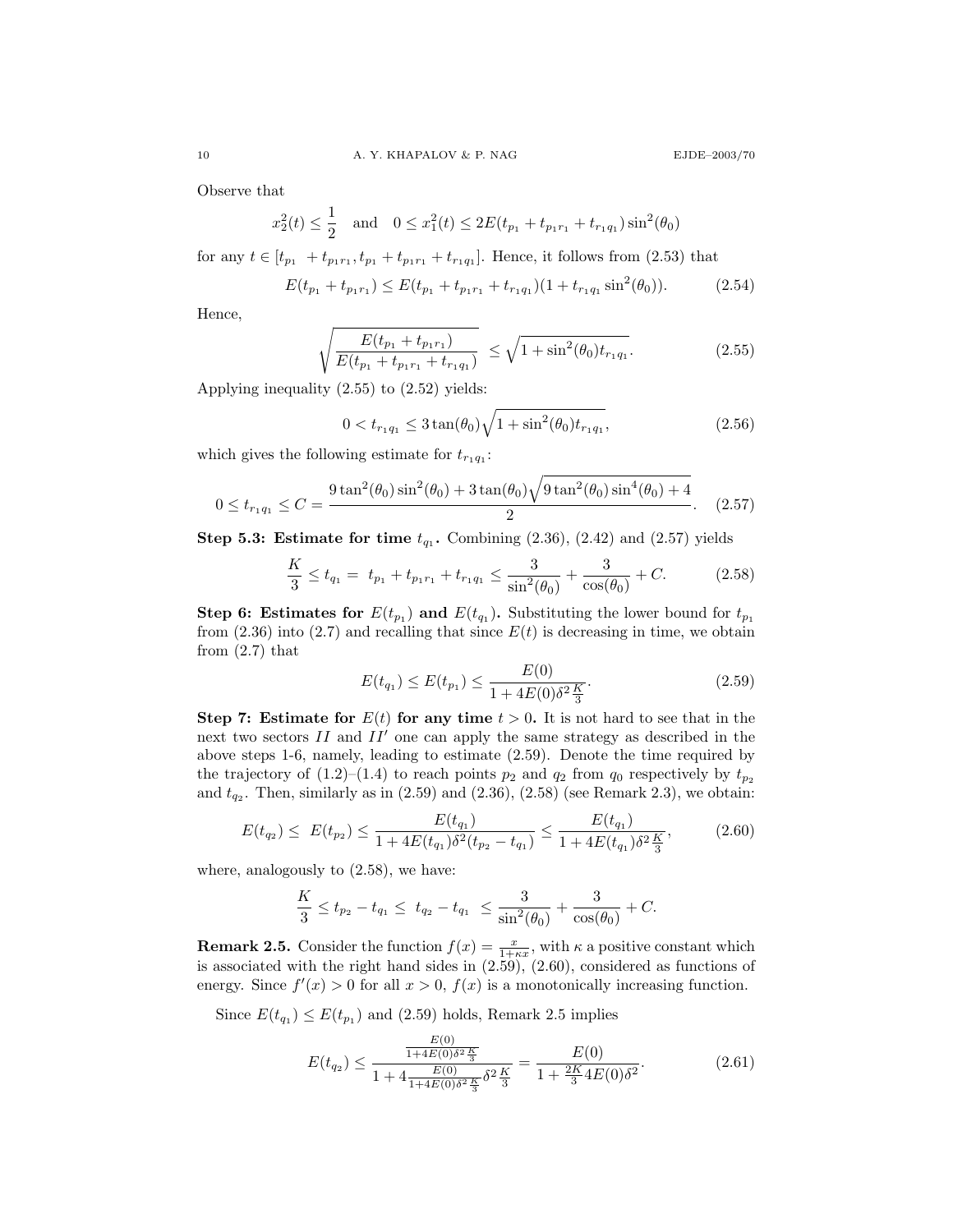Observe that

$$x_2^2(t) \leq \frac{1}{2} \quad \text{and} \quad 0 \leq x_1^2(t) \leq 2E(t_{p_1} + t_{p_1r_1} + t_{r_1q_1}) \sin^2(\theta_0)$$

for any $t \in [t_{p_1} + t_{p_1r_1}, t_{p_1} + t_{p_1r_1} + t_{r_1q_1}]$. Hence, it follows from (2.53) that

$$E(t_{p_1} + t_{p_1r_1}) \leq E(t_{p_1} + t_{p_1r_1} + t_{r_1q_1})(1 + t_{r_1q_1} \sin^2(\theta_0)). \tag{2.54}$$

Hence,

$$\sqrt{\frac{E(t_{p_1} + t_{p_1r_1})}{E(t_{p_1} + t_{p_1r_1} + t_{r_1q_1})}} \leq \sqrt{1 + \sin^2(\theta_0) t_{r_1q_1}}. \tag{2.55}$$

Applying inequality (2.55) to (2.52) yields:

$$0 < t_{r_1q_1} \leq 3\tan(\theta_0)\sqrt{1 + \sin^2(\theta_0) t_{r_1q_1}}, \tag{2.56}$$

which gives the following estimate for $t_{r_1q_1}$:

$$0 \leq t_{r_1q_1} \leq C = \frac{9\tan^2(\theta_0)\sin^2(\theta_0) + 3\tan(\theta_0)\sqrt{9\tan^2(\theta_0)\sin^4(\theta_0) + 4}}{2}. \tag{2.57}$$

**Step 5.3: Estimate for time $t_{q_1}$.** Combining (2.36), (2.42) and (2.57) yields

$$\frac{K}{3} \leq t_{q_1} = t_{p_1} + t_{p_1r_1} + t_{r_1q_1} \leq \frac{3}{\sin^2(\theta_0)} + \frac{3}{\cos(\theta_0)} + C. \tag{2.58}$$

**Step 6: Estimates for $E(t_{p_1})$ and $E(t_{q_1})$.** Substituting the lower bound for $t_{p_1}$ from (2.36) into (2.7) and recalling that since $E(t)$ is decreasing in time, we obtain from (2.7) that

$$E(t_{q_1}) \leq E(t_{p_1}) \leq \frac{E(0)}{1 + 4E(0)\delta^2 \frac{K}{3}}. \tag{2.59}$$

**Step 7: Estimate for $E(t)$ for any time $t > 0$.** It is not hard to see that in the next two sectors $II$ and $II'$ one can apply the same strategy as described in the above steps 1-6, namely, leading to estimate (2.59). Denote the time required by the trajectory of (1.2)–(1.4) to reach points $p_2$ and $q_2$ from $q_0$ respectively by $t_{p_2}$ and $t_{q_2}$. Then, similarly as in (2.59) and (2.36), (2.58) (see Remark 2.3), we obtain:

$$E(t_{q_2}) \leq E(t_{p_2}) \leq \frac{E(t_{q_1})}{1 + 4E(t_{q_1})\delta^2(t_{p_2} - t_{q_1})} \leq \frac{E(t_{q_1})}{1 + 4E(t_{q_1})\delta^2 \frac{K}{3}}, \tag{2.60}$$

where, analogously to (2.58), we have:

$$\frac{K}{3} \leq t_{p_2} - t_{q_1} \leq t_{q_2} - t_{q_1} \leq \frac{3}{\sin^2(\theta_0)} + \frac{3}{\cos(\theta_0)} + C.$$

**Remark 2.5.** Consider the function $f(x) = \frac{x}{1+\kappa x}$, with $\kappa$ a positive constant which is associated with the right hand sides in (2.59), (2.60), considered as functions of energy. Since $f'(x) > 0$ for all $x > 0$, $f(x)$ is a monotonically increasing function.

Since $E(t_{q_1}) \leq E(t_{p_1})$ and (2.59) holds, Remark 2.5 implies

$$E(t_{q_2}) \leq \frac{\frac{E(0)}{1+4E(0)\delta^2\frac{K}{3}}}{1 + 4\frac{E(0)}{1+4E(0)\delta^2\frac{K}{3}}\delta^2\frac{K}{3}} = \frac{E(0)}{1 + \frac{2K}{3}4E(0)\delta^2}. \tag{2.61}$$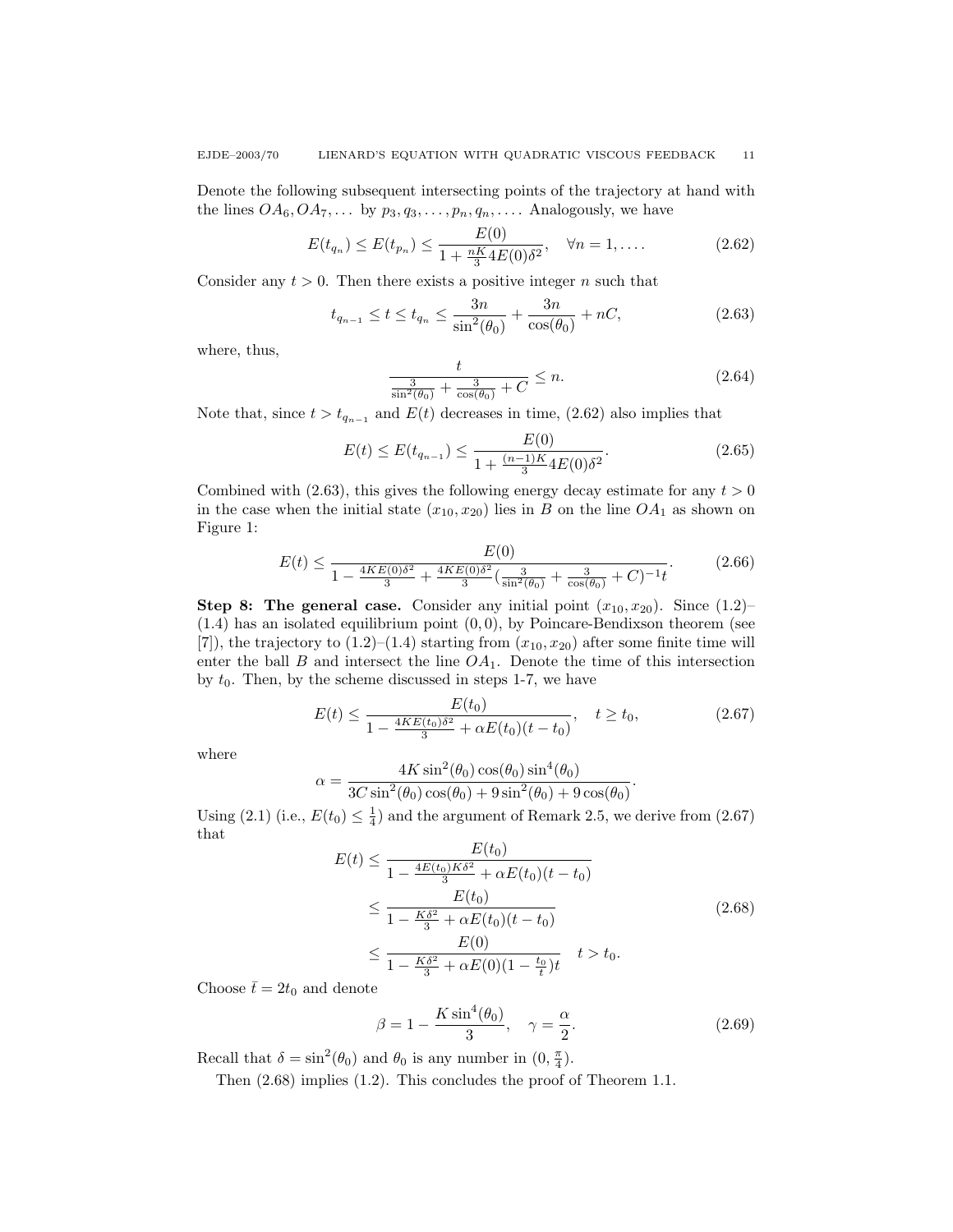Denote the following subsequent intersecting points of the trajectory at hand with the lines $OA_6, OA_7, \dots$ by $p_3, q_3, \dots, p_n, q_n, \dots$. Analogously, we have

$$E(t_{q_n}) \le E(t_{p_n}) \le \frac{E(0)}{1 + \frac{nK}{3} 4E(0)\delta^2}, \quad \forall n = 1, \dots. \tag{2.62}$$

Consider any $t > 0$. Then there exists a positive integer $n$ such that

$$t_{q_{n-1}} \le t \le t_{q_n} \le \frac{3n}{\sin^2(\theta_0)} + \frac{3n}{\cos(\theta_0)} + nC, \tag{2.63}$$

where, thus,

$$\frac{t}{\frac{3}{\sin^2(\theta_0)} + \frac{3}{\cos(\theta_0)} + C} \le n. \tag{2.64}$$

Note that, since $t > t_{q_{n-1}}$ and $E(t)$ decreases in time, (2.62) also implies that

$$E(t) \le E(t_{q_{n-1}}) \le \frac{E(0)}{1 + \frac{(n-1)K}{3} 4E(0)\delta^2}. \tag{2.65}$$

Combined with (2.63), this gives the following energy decay estimate for any $t > 0$ in the case when the initial state $(x_{10}, x_{20})$ lies in $B$ on the line $OA_1$ as shown on Figure 1:

$$E(t) \le \frac{E(0)}{1 - \frac{4KE(0)\delta^2}{3} + \frac{4KE(0)\delta^2}{3}\left(\frac{3}{\sin^2(\theta_0)} + \frac{3}{\cos(\theta_0)} + C\right)^{-1} t}. \tag{2.66}$$

**Step 8: The general case.** Consider any initial point $(x_{10}, x_{20})$. Since (1.2)–(1.4) has an isolated equilibrium point $(0,0)$, by Poincare-Bendixson theorem (see [7]), the trajectory to (1.2)–(1.4) starting from $(x_{10}, x_{20})$ after some finite time will enter the ball $B$ and intersect the line $OA_1$. Denote the time of this intersection by $t_0$. Then, by the scheme discussed in steps 1-7, we have

$$E(t) \le \frac{E(t_0)}{1 - \frac{4KE(t_0)\delta^2}{3} + \alpha E(t_0)(t - t_0)}, \quad t \ge t_0, \tag{2.67}$$

where

$$\alpha = \frac{4K \sin^2(\theta_0)\cos(\theta_0)\sin^4(\theta_0)}{3C\sin^2(\theta_0)\cos(\theta_0) + 9\sin^2(\theta_0) + 9\cos(\theta_0)}.$$

Using (2.1) (i.e., $E(t_0) \le \frac{1}{4}$) and the argument of Remark 2.5, we derive from (2.67) that

$$\begin{aligned} E(t) &\le \frac{E(t_0)}{1 - \frac{4E(t_0)K\delta^2}{3} + \alpha E(t_0)(t - t_0)} \\ &\le \frac{E(t_0)}{1 - \frac{K\delta^2}{3} + \alpha E(t_0)(t - t_0)} \\ &\le \frac{E(0)}{1 - \frac{K\delta^2}{3} + \alpha E(0)(1 - \frac{t_0}{t})t} \quad t > t_0. \end{aligned} \tag{2.68}$$

Choose $\bar{t} = 2t_0$ and denote

$$\beta = 1 - \frac{K\sin^4(\theta_0)}{3}, \quad \gamma = \frac{\alpha}{2}. \tag{2.69}$$

Recall that $\delta = \sin^2(\theta_0)$ and $\theta_0$ is any number in $(0, \frac{\pi}{4})$.

Then (2.68) implies (1.2). This concludes the proof of Theorem 1.1.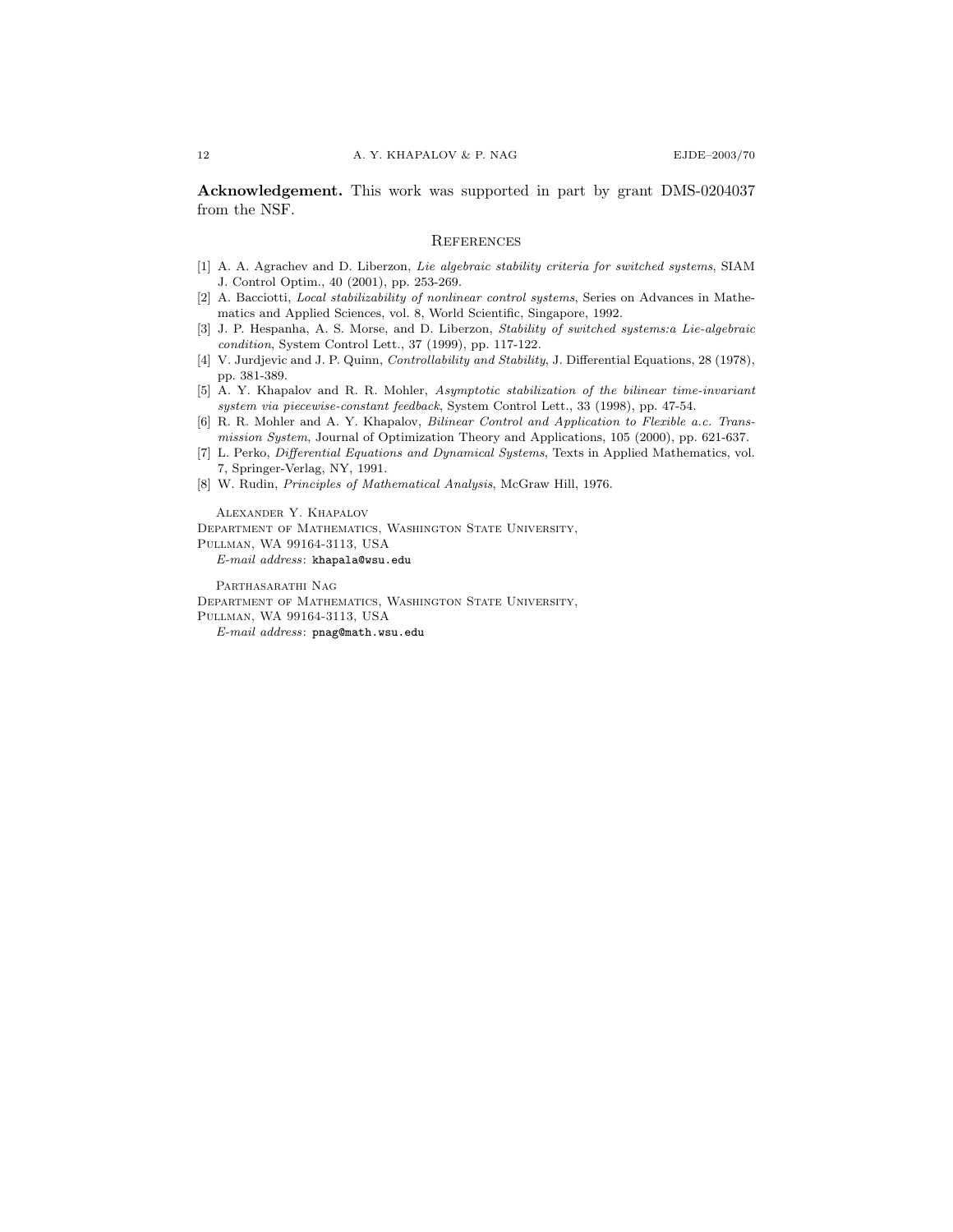**Acknowledgement.** This work was supported in part by grant DMS-0204037 from the NSF.

## References

[1] A. A. Agrachev and D. Liberzon, *Lie algebraic stability criteria for switched systems*, SIAM J. Control Optim., 40 (2001), pp. 253-269.

[2] A. Bacciotti, *Local stabilizability of nonlinear control systems*, Series on Advances in Mathematics and Applied Sciences, vol. 8, World Scientific, Singapore, 1992.

[3] J. P. Hespanha, A. S. Morse, and D. Liberzon, *Stability of switched systems:a Lie-algebraic condition*, System Control Lett., 37 (1999), pp. 117-122.

[4] V. Jurdjevic and J. P. Quinn, *Controllability and Stability*, J. Differential Equations, 28 (1978), pp. 381-389.

[5] A. Y. Khapalov and R. R. Mohler, *Asymptotic stabilization of the bilinear time-invariant system via piecewise-constant feedback*, System Control Lett., 33 (1998), pp. 47-54.

[6] R. R. Mohler and A. Y. Khapalov, *Bilinear Control and Application to Flexible a.c. Transmission System*, Journal of Optimization Theory and Applications, 105 (2000), pp. 621-637.

[7] L. Perko, *Differential Equations and Dynamical Systems*, Texts in Applied Mathematics, vol. 7, Springer-Verlag, NY, 1991.

[8] W. Rudin, *Principles of Mathematical Analysis*, McGraw Hill, 1976.

Alexander Y. Khapalov
Department of Mathematics, Washington State University,
Pullman, WA 99164-3113, USA
*E-mail address*: khapala@wsu.edu

Parthasarathi Nag
Department of Mathematics, Washington State University,
Pullman, WA 99164-3113, USA
*E-mail address*: pnag@math.wsu.edu